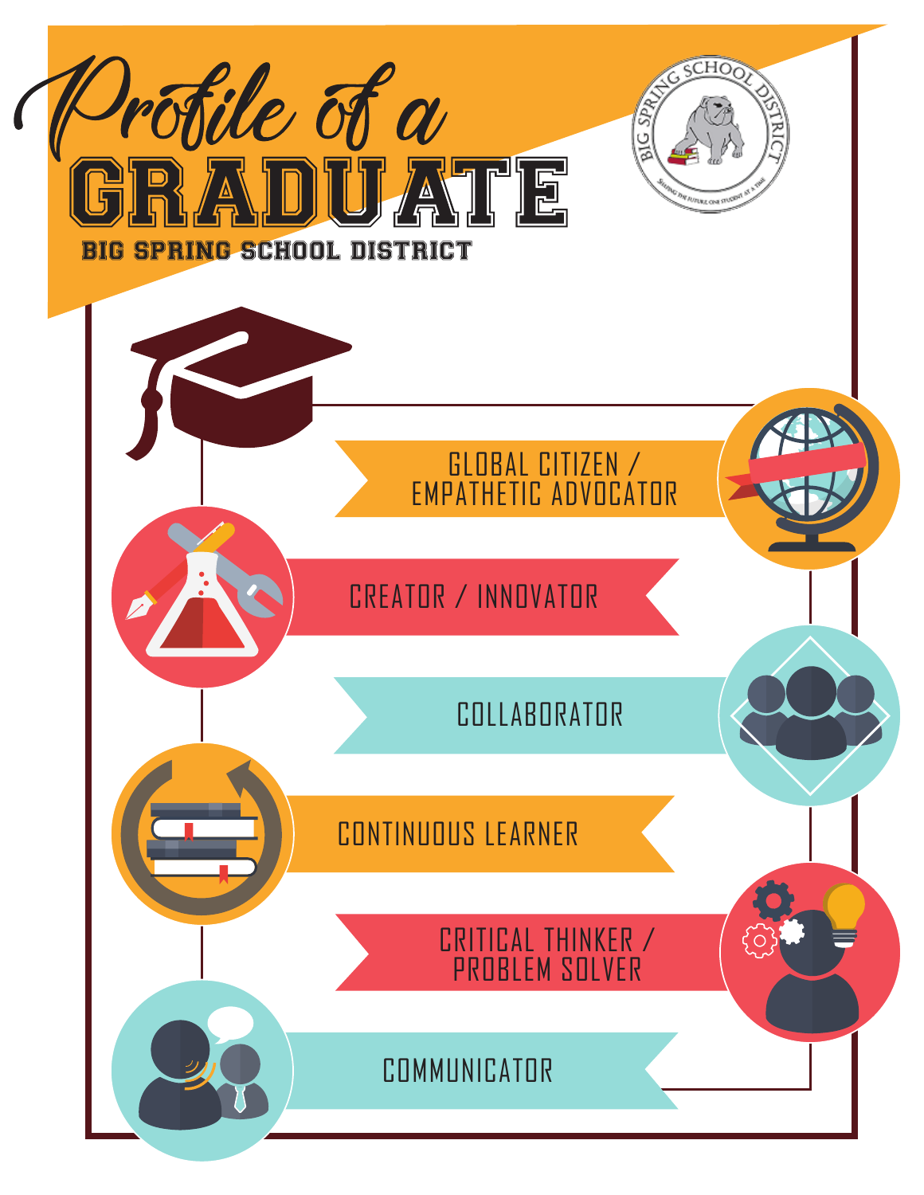# Profile of a GRADUATE

## BIG SPRING SCHOOL DISTRICT

- GLOBAL CITIZEN / EMPATHETIC ADVOCATOR
- CREATOR / INNOVATOR
- COLLABORATOR
- CONTINUOUS LEARNER
- CRITICAL THINKER / PROBLEM SOLVER
- COMMUNICATOR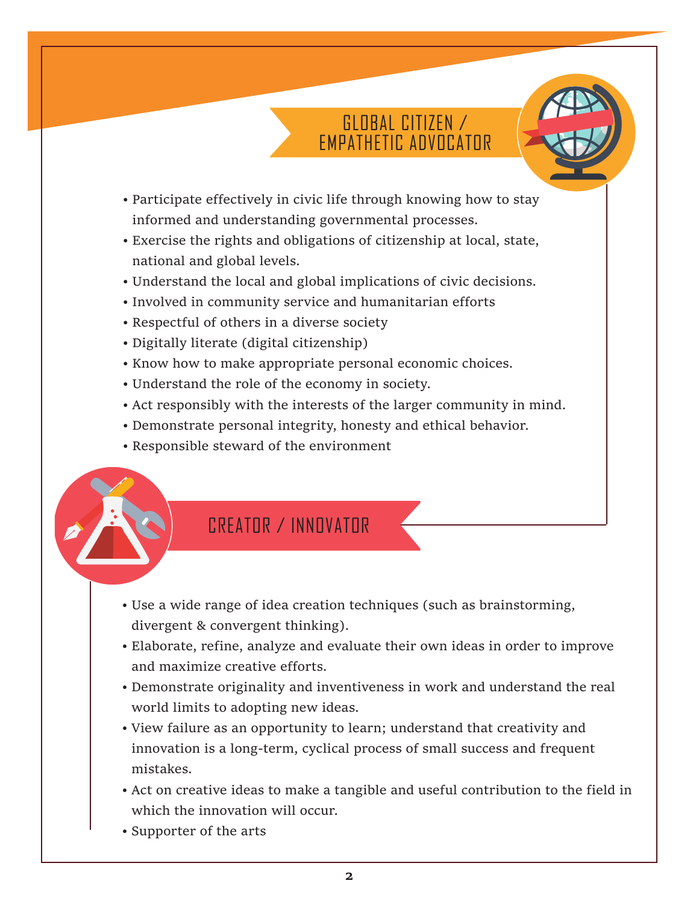## GLOBAL CITIZEN / EMPATHETIC ADVOCATOR

- Participate effectively in civic life through knowing how to stay informed and understanding governmental processes.
- Exercise the rights and obligations of citizenship at local, state, national and global levels.
- Understand the local and global implications of civic decisions.
- Involved in community service and humanitarian efforts
- Respectful of others in a diverse society
- Digitally literate (digital citizenship)
- Know how to make appropriate personal economic choices.
- Understand the role of the economy in society.
- Act responsibly with the interests of the larger community in mind.
- Demonstrate personal integrity, honesty and ethical behavior.
- Responsible steward of the environment

## CREATOR / INNOVATOR

- Use a wide range of idea creation techniques (such as brainstorming, divergent & convergent thinking).
- Elaborate, refine, analyze and evaluate their own ideas in order to improve and maximize creative efforts.
- Demonstrate originality and inventiveness in work and understand the real world limits to adopting new ideas.
- View failure as an opportunity to learn; understand that creativity and innovation is a long-term, cyclical process of small success and frequent mistakes.
- Act on creative ideas to make a tangible and useful contribution to the field in which the innovation will occur.
- Supporter of the arts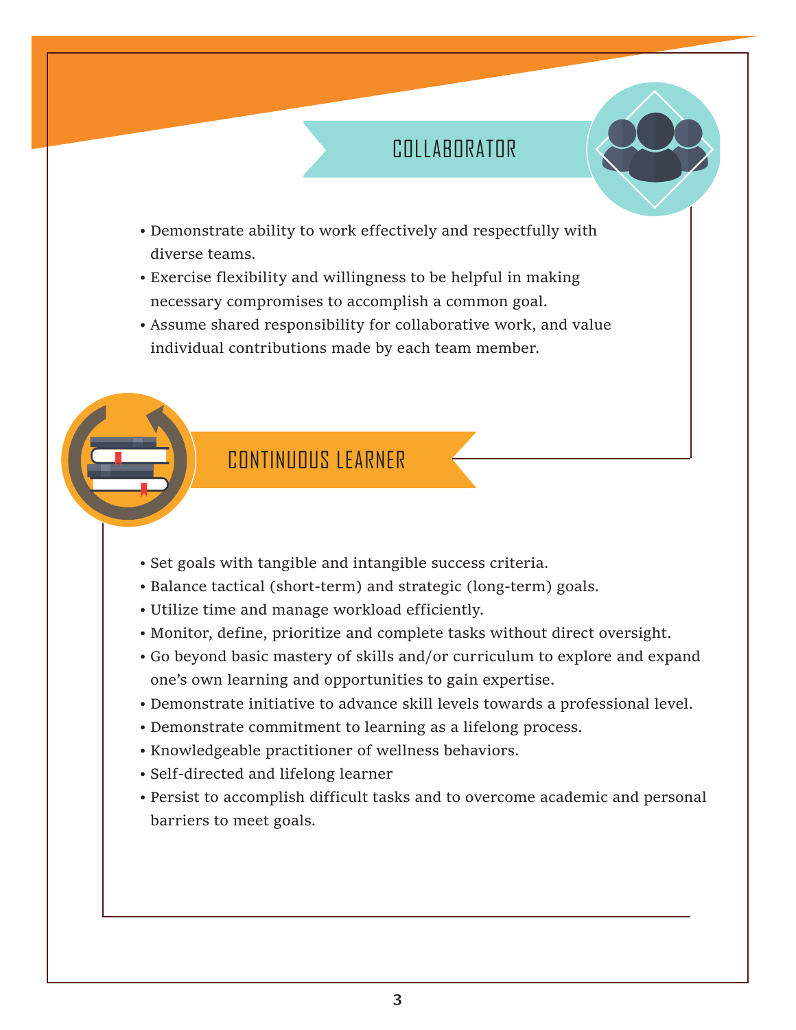## COLLABORATOR

- Demonstrate ability to work effectively and respectfully with diverse teams.
- Exercise flexibility and willingness to be helpful in making necessary compromises to accomplish a common goal.
- Assume shared responsibility for collaborative work, and value individual contributions made by each team member.

## CONTINUOUS LEARNER

- Set goals with tangible and intangible success criteria.
- Balance tactical (short-term) and strategic (long-term) goals.
- Utilize time and manage workload efficiently.
- Monitor, define, prioritize and complete tasks without direct oversight.
- Go beyond basic mastery of skills and/or curriculum to explore and expand one's own learning and opportunities to gain expertise.
- Demonstrate initiative to advance skill levels towards a professional level.
- Demonstrate commitment to learning as a lifelong process.
- Knowledgeable practitioner of wellness behaviors.
- Self-directed and lifelong learner
- Persist to accomplish difficult tasks and to overcome academic and personal barriers to meet goals.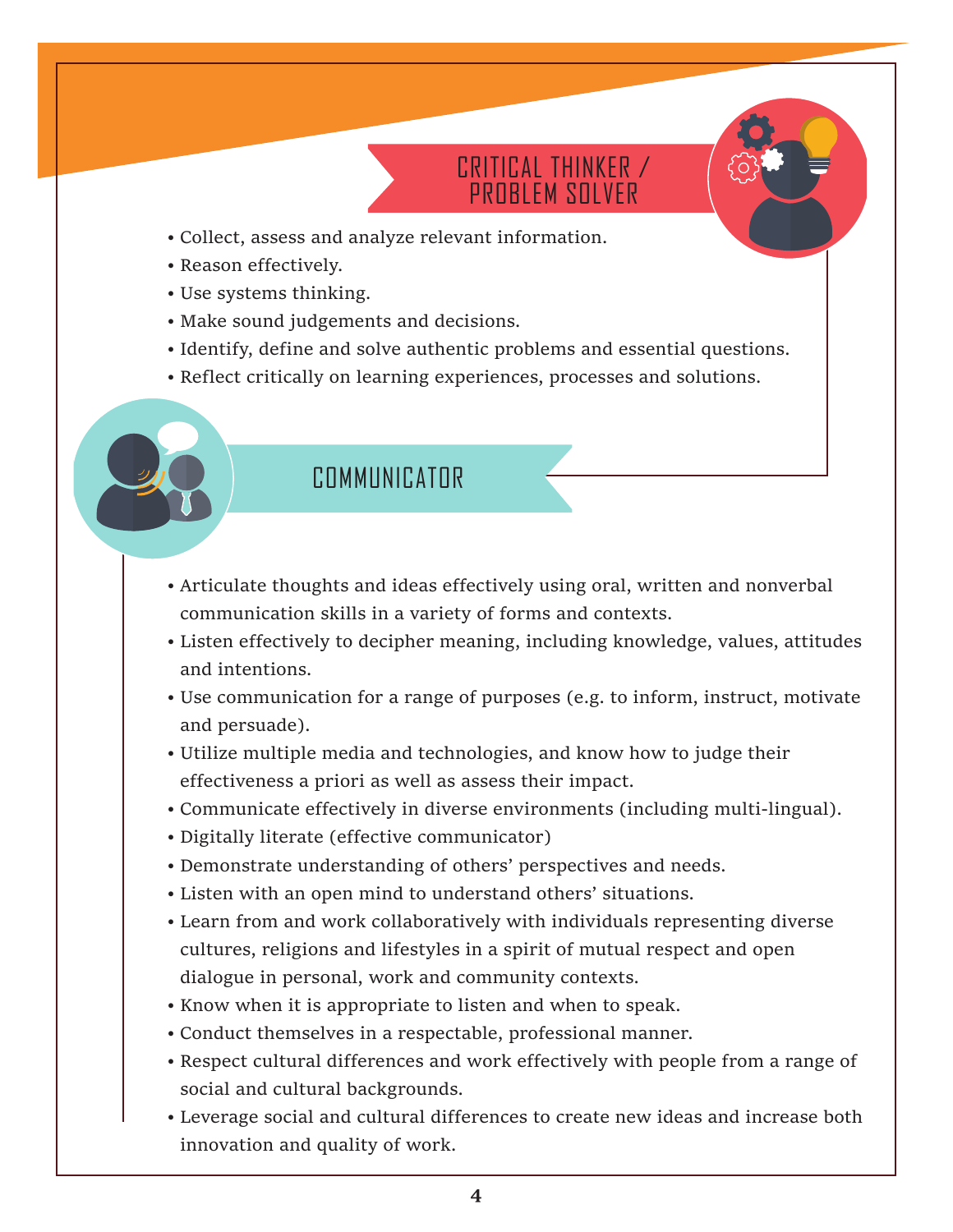## CRITICAL THINKER / PROBLEM SOLVER

- Collect, assess and analyze relevant information.
- Reason effectively.
- Use systems thinking.
- Make sound judgements and decisions.
- Identify, define and solve authentic problems and essential questions.
- Reflect critically on learning experiences, processes and solutions.

## COMMUNICATOR

- Articulate thoughts and ideas effectively using oral, written and nonverbal communication skills in a variety of forms and contexts.
- Listen effectively to decipher meaning, including knowledge, values, attitudes and intentions.
- Use communication for a range of purposes (e.g. to inform, instruct, motivate and persuade).
- Utilize multiple media and technologies, and know how to judge their effectiveness a priori as well as assess their impact.
- Communicate effectively in diverse environments (including multi-lingual).
- Digitally literate (effective communicator)
- Demonstrate understanding of others' perspectives and needs.
- Listen with an open mind to understand others' situations.
- Learn from and work collaboratively with individuals representing diverse cultures, religions and lifestyles in a spirit of mutual respect and open dialogue in personal, work and community contexts.
- Know when it is appropriate to listen and when to speak.
- Conduct themselves in a respectable, professional manner.
- Respect cultural differences and work effectively with people from a range of social and cultural backgrounds.
- Leverage social and cultural differences to create new ideas and increase both innovation and quality of work.